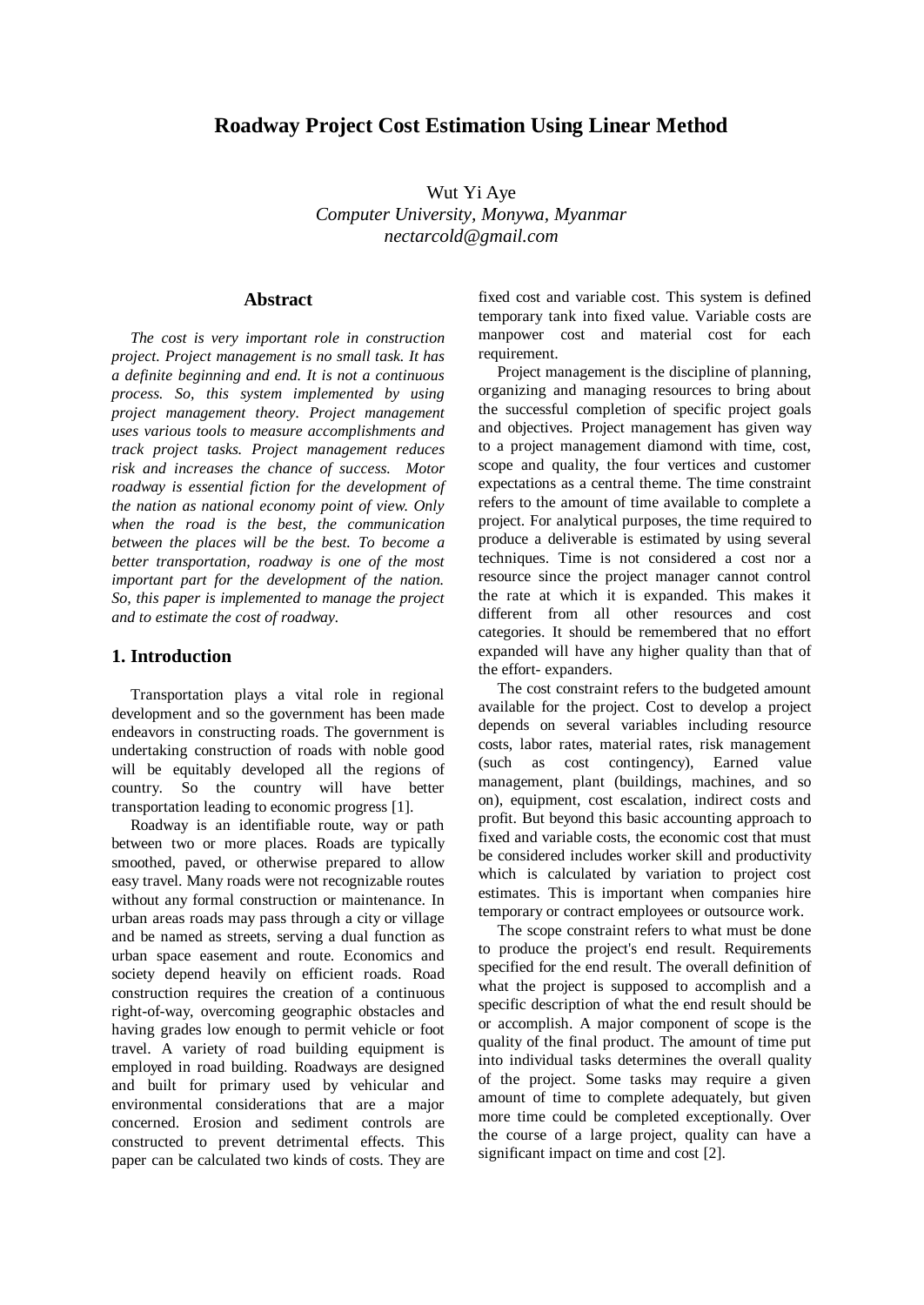# Roadway Project Cost Estimation Using Linear Method

Wut Yi Aye
*Computer University, Monywa, Myanmar*
*nectarcold@gmail.com*

## Abstract

*The cost is very important role in construction project. Project management is no small task. It has a definite beginning and end. It is not a continuous process. So, this system implemented by using project management theory. Project management uses various tools to measure accomplishments and track project tasks. Project management reduces risk and increases the chance of success. Motor roadway is essential fiction for the development of the nation as national economy point of view. Only when the road is the best, the communication between the places will be the best. To become a better transportation, roadway is one of the most important part for the development of the nation. So, this paper is implemented to manage the project and to estimate the cost of roadway.*

## 1. Introduction

Transportation plays a vital role in regional development and so the government has been made endeavors in constructing roads. The government is undertaking construction of roads with noble good will be equitably developed all the regions of country. So the country will have better transportation leading to economic progress [1].

Roadway is an identifiable route, way or path between two or more places. Roads are typically smoothed, paved, or otherwise prepared to allow easy travel. Many roads were not recognizable routes without any formal construction or maintenance. In urban areas roads may pass through a city or village and be named as streets, serving a dual function as urban space easement and route. Economics and society depend heavily on efficient roads. Road construction requires the creation of a continuous right-of-way, overcoming geographic obstacles and having grades low enough to permit vehicle or foot travel. A variety of road building equipment is employed in road building. Roadways are designed and built for primary used by vehicular and environmental considerations that are a major concerned. Erosion and sediment controls are constructed to prevent detrimental effects. This paper can be calculated two kinds of costs. They are fixed cost and variable cost. This system is defined temporary tank into fixed value. Variable costs are manpower cost and material cost for each requirement.

Project management is the discipline of planning, organizing and managing resources to bring about the successful completion of specific project goals and objectives. Project management has given way to a project management diamond with time, cost, scope and quality, the four vertices and customer expectations as a central theme. The time constraint refers to the amount of time available to complete a project. For analytical purposes, the time required to produce a deliverable is estimated by using several techniques. Time is not considered a cost nor a resource since the project manager cannot control the rate at which it is expanded. This makes it different from all other resources and cost categories. It should be remembered that no effort expanded will have any higher quality than that of the effort- expanders.

The cost constraint refers to the budgeted amount available for the project. Cost to develop a project depends on several variables including resource costs, labor rates, material rates, risk management (such as cost contingency), Earned value management, plant (buildings, machines, and so on), equipment, cost escalation, indirect costs and profit. But beyond this basic accounting approach to fixed and variable costs, the economic cost that must be considered includes worker skill and productivity which is calculated by variation to project cost estimates. This is important when companies hire temporary or contract employees or outsource work.

The scope constraint refers to what must be done to produce the project's end result. Requirements specified for the end result. The overall definition of what the project is supposed to accomplish and a specific description of what the end result should be or accomplish. A major component of scope is the quality of the final product. The amount of time put into individual tasks determines the overall quality of the project. Some tasks may require a given amount of time to complete adequately, but given more time could be completed exceptionally. Over the course of a large project, quality can have a significant impact on time and cost [2].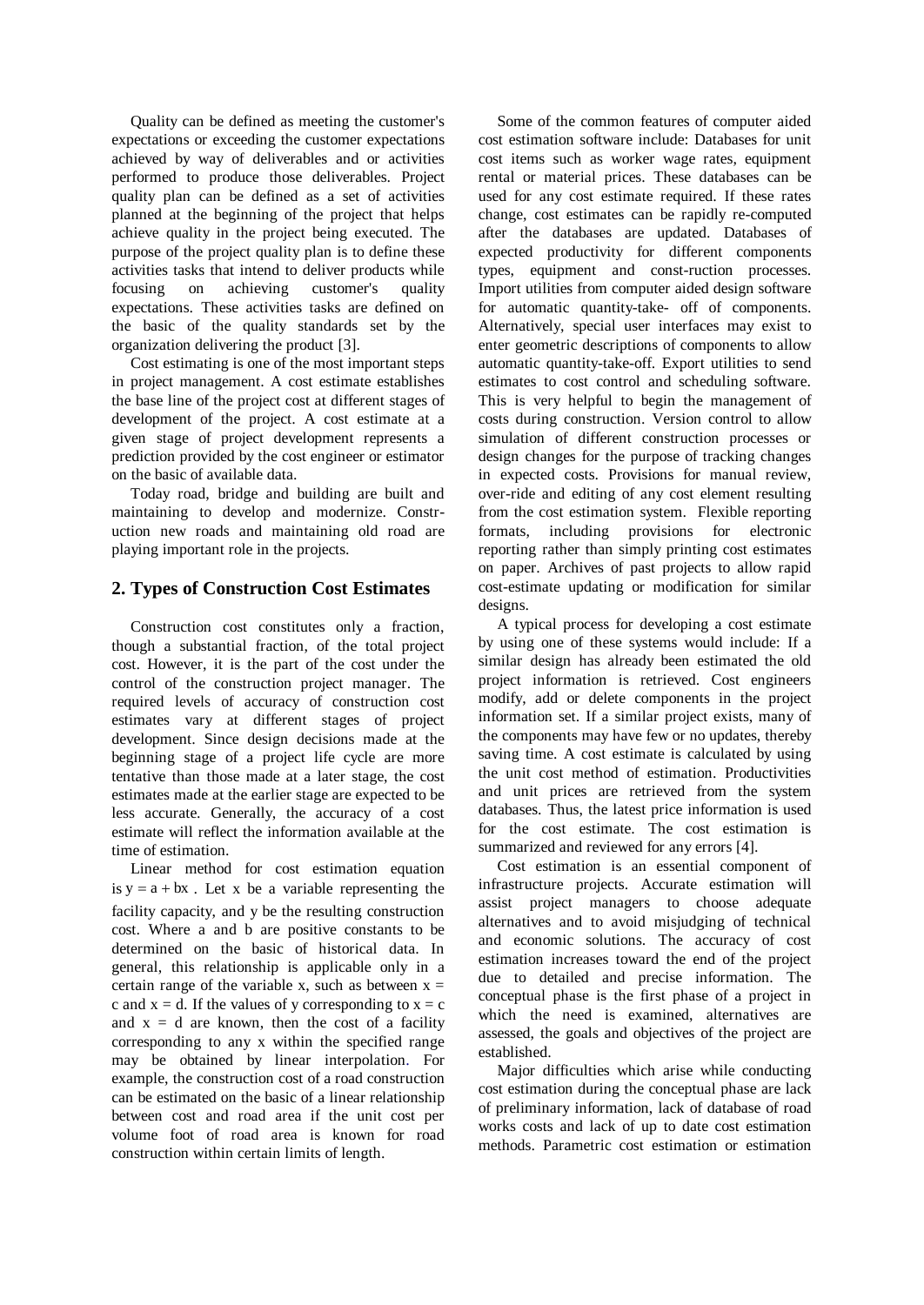Quality can be defined as meeting the customer's expectations or exceeding the customer expectations achieved by way of deliverables and or activities performed to produce those deliverables. Project quality plan can be defined as a set of activities planned at the beginning of the project that helps achieve quality in the project being executed. The purpose of the project quality plan is to define these activities tasks that intend to deliver products while focusing on achieving customer's quality expectations. These activities tasks are defined on the basic of the quality standards set by the organization delivering the product [3].

Cost estimating is one of the most important steps in project management. A cost estimate establishes the base line of the project cost at different stages of development of the project. A cost estimate at a given stage of project development represents a prediction provided by the cost engineer or estimator on the basic of available data.

Today road, bridge and building are built and maintaining to develop and modernize. Construction new roads and maintaining old road are playing important role in the projects.

## 2. Types of Construction Cost Estimates

Construction cost constitutes only a fraction, though a substantial fraction, of the total project cost. However, it is the part of the cost under the control of the construction project manager. The required levels of accuracy of construction cost estimates vary at different stages of project development. Since design decisions made at the beginning stage of a project life cycle are more tentative than those made at a later stage, the cost estimates made at the earlier stage are expected to be less accurate. Generally, the accuracy of a cost estimate will reflect the information available at the time of estimation.

Linear method for cost estimation equation is $y = a + bx$ . Let x be a variable representing the facility capacity, and y be the resulting construction cost. Where a and b are positive constants to be determined on the basic of historical data. In general, this relationship is applicable only in a certain range of the variable x, such as between $x = c$ and $x = d$. If the values of y corresponding to $x = c$ and $x = d$ are known, then the cost of a facility corresponding to any x within the specified range may be obtained by linear interpolation. For example, the construction cost of a road construction can be estimated on the basic of a linear relationship between cost and road area if the unit cost per volume foot of road area is known for road construction within certain limits of length.

Some of the common features of computer aided cost estimation software include: Databases for unit cost items such as worker wage rates, equipment rental or material prices. These databases can be used for any cost estimate required. If these rates change, cost estimates can be rapidly re-computed after the databases are updated. Databases of expected productivity for different components types, equipment and const-ruction processes. Import utilities from computer aided design software for automatic quantity-take- off of components. Alternatively, special user interfaces may exist to enter geometric descriptions of components to allow automatic quantity-take-off. Export utilities to send estimates to cost control and scheduling software. This is very helpful to begin the management of costs during construction. Version control to allow simulation of different construction processes or design changes for the purpose of tracking changes in expected costs. Provisions for manual review, over-ride and editing of any cost element resulting from the cost estimation system. Flexible reporting formats, including provisions for electronic reporting rather than simply printing cost estimates on paper. Archives of past projects to allow rapid cost-estimate updating or modification for similar designs.

A typical process for developing a cost estimate by using one of these systems would include: If a similar design has already been estimated the old project information is retrieved. Cost engineers modify, add or delete components in the project information set. If a similar project exists, many of the components may have few or no updates, thereby saving time. A cost estimate is calculated by using the unit cost method of estimation. Productivities and unit prices are retrieved from the system databases. Thus, the latest price information is used for the cost estimate. The cost estimation is summarized and reviewed for any errors [4].

Cost estimation is an essential component of infrastructure projects. Accurate estimation will assist project managers to choose adequate alternatives and to avoid misjudging of technical and economic solutions. The accuracy of cost estimation increases toward the end of the project due to detailed and precise information. The conceptual phase is the first phase of a project in which the need is examined, alternatives are assessed, the goals and objectives of the project are established.

Major difficulties which arise while conducting cost estimation during the conceptual phase are lack of preliminary information, lack of database of road works costs and lack of up to date cost estimation methods. Parametric cost estimation or estimation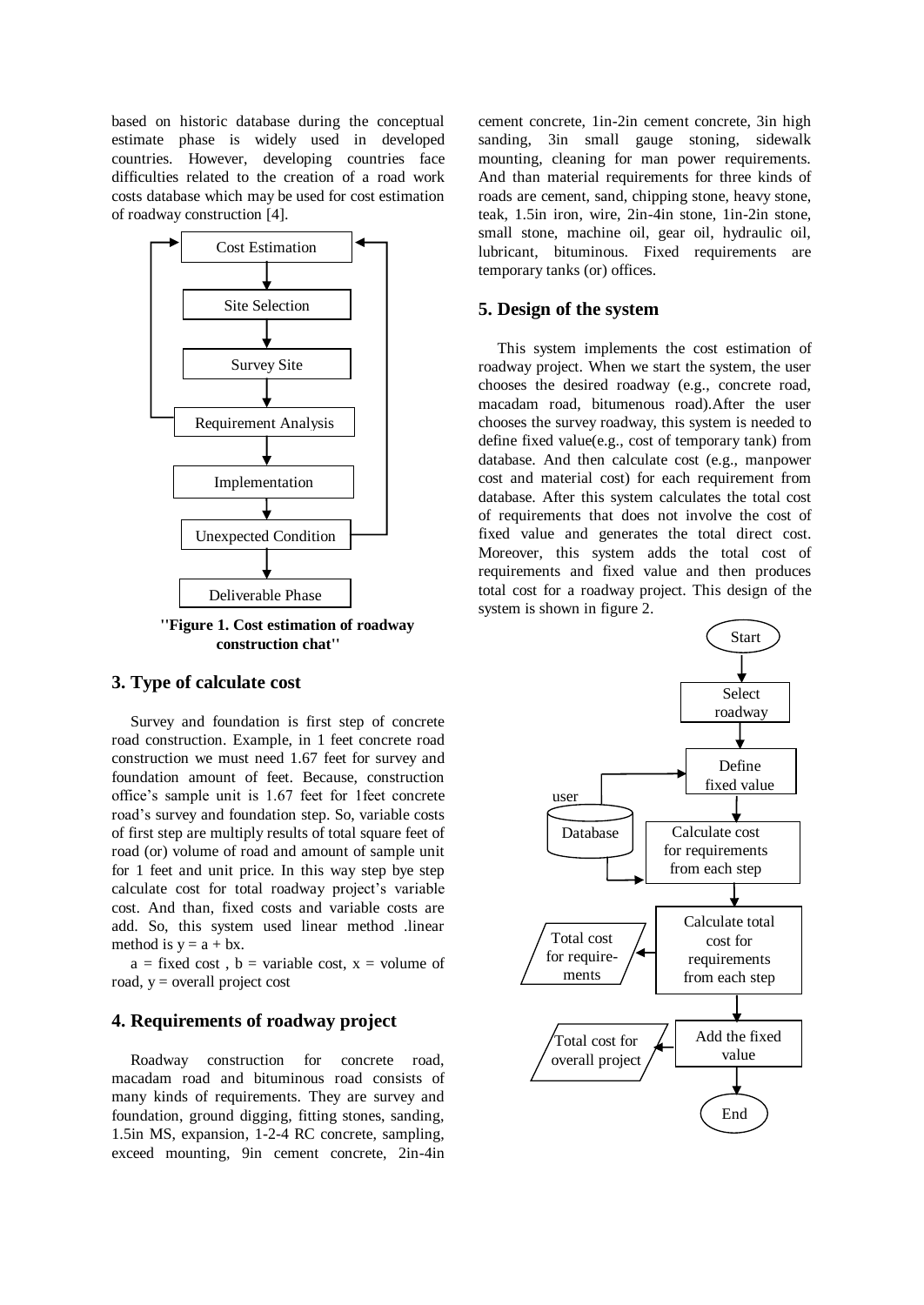based on historic database during the conceptual estimate phase is widely used in developed countries. However, developing countries face difficulties related to the creation of a road work costs database which may be used for cost estimation of roadway construction [4].

**"Figure 1. Cost estimation of roadway construction chat"**

## 3. Type of calculate cost

Survey and foundation is first step of concrete road construction. Example, in 1 feet concrete road construction we must need 1.67 feet for survey and foundation amount of feet. Because, construction office's sample unit is 1.67 feet for 1feet concrete road's survey and foundation step. So, variable costs of first step are multiply results of total square feet of road (or) volume of road and amount of sample unit for 1 feet and unit price. In this way step bye step calculate cost for total roadway project's variable cost. And than, fixed costs and variable costs are add. So, this system used linear method .linear method is $y = a + bx$.

$a$ = fixed cost , $b$ = variable cost, $x$ = volume of road, $y$ = overall project cost

## 4. Requirements of roadway project

Roadway construction for concrete road, macadam road and bituminous road consists of many kinds of requirements. They are survey and foundation, ground digging, fitting stones, sanding, 1.5in MS, expansion, 1-2-4 RC concrete, sampling, exceed mounting, 9in cement concrete, 2in-4in cement concrete, 1in-2in cement concrete, 3in high sanding, 3in small gauge stoning, sidewalk mounting, cleaning for man power requirements. And than material requirements for three kinds of roads are cement, sand, chipping stone, heavy stone, teak, 1.5in iron, wire, 2in-4in stone, 1in-2in stone, small stone, machine oil, gear oil, hydraulic oil, lubricant, bituminous. Fixed requirements are temporary tanks (or) offices.

## 5. Design of the system

This system implements the cost estimation of roadway project. When we start the system, the user chooses the desired roadway (e.g., concrete road, macadam road, bitumenous road).After the user chooses the survey roadway, this system is needed to define fixed value(e.g., cost of temporary tank) from database. And then calculate cost (e.g., manpower cost and material cost) for each requirement from database. After this system calculates the total cost of requirements that does not involve the cost of fixed value and generates the total direct cost. Moreover, this system adds the total cost of requirements and fixed value and then produces total cost for a roadway project. This design of the system is shown in figure 2.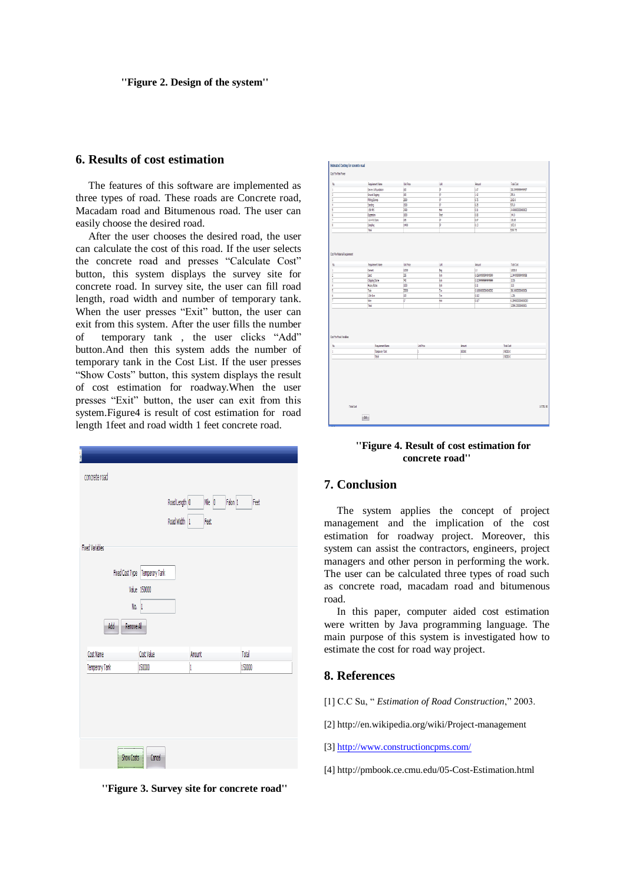"Figure 2. Design of the system"

## 6. Results of cost estimation

The features of this software are implemented as three types of road. These roads are Concrete road, Macadam road and Bitumenous road. The user can easily choose the desired road.

After the user chooses the desired road, the user can calculate the cost of this road. If the user selects the concrete road and presses "Calculate Cost" button, this system displays the survey site for concrete road. In survey site, the user can fill road length, road width and number of temporary tank. When the user presses "Exit" button, the user can exit from this system. After the user fills the number of temporary tank , the user clicks "Add" button.And then this system adds the number of temporary tank in the Cost List. If the user presses "Show Costs" button, this system displays the result of cost estimation for roadway.When the user presses "Exit" button, the user can exit from this system.Figure4 is result of cost estimation for road length 1feet and road width 1 feet concrete road.

"Figure 3. Survey site for concrete road"

"Figure 4. Result of cost estimation for concrete road"

## 7. Conclusion

The system applies the concept of project management and the implication of the cost estimation for roadway project. Moreover, this system can assist the contractors, engineers, project managers and other person in performing the work. The user can be calculated three types of road such as concrete road, macadam road and bitumenous road.

In this paper, computer aided cost estimation were written by Java programming language. The main purpose of this system is investigated how to estimate the cost for road way project.

## 8. References

[1] C.C Su, " *Estimation of Road Construction*," 2003.

[2] http://en.wikipedia.org/wiki/Project-management

[3] http://www.constructioncpms.com/

[4] http://pmbook.ce.cmu.edu/05-Cost-Estimation.html